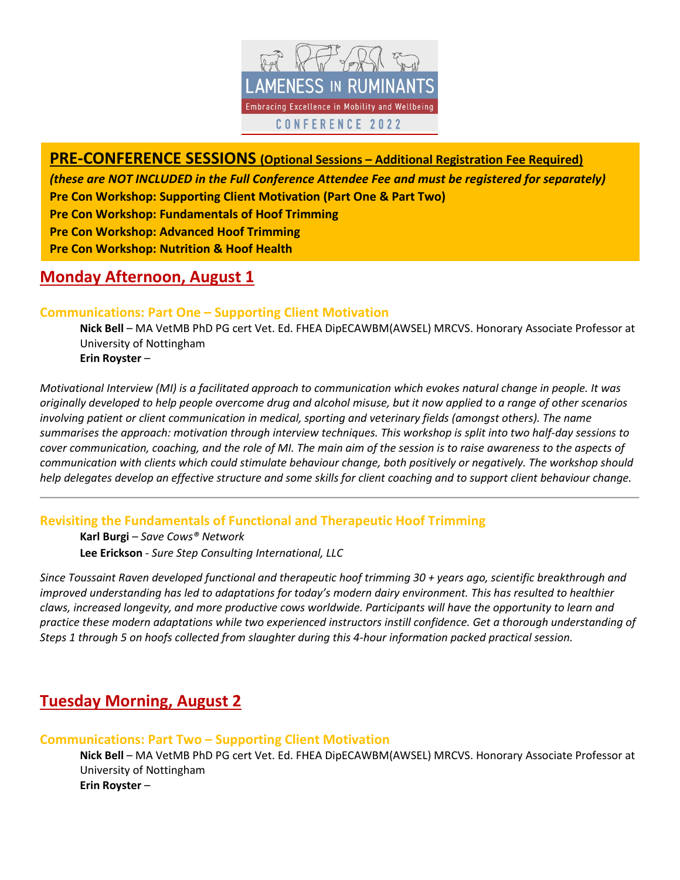# LAMENESS IN RUMINANTS

Embracing Excellence in Mobility and Wellbeing

CONFERENCE 2022

## PRE-CONFERENCE SESSIONS (Optional Sessions – Additional Registration Fee Required)

***(these are NOT INCLUDED in the Full Conference Attendee Fee and must be registered for separately)***

**Pre Con Workshop: Supporting Client Motivation (Part One & Part Two)**

**Pre Con Workshop: Fundamentals of Hoof Trimming**

**Pre Con Workshop: Advanced Hoof Trimming**

**Pre Con Workshop: Nutrition & Hoof Health**

## Monday Afternoon, August 1

### Communications: Part One – Supporting Client Motivation

**Nick Bell** – MA VetMB PhD PG cert Vet. Ed. FHEA DipECAWBM(AWSEL) MRCVS. Honorary Associate Professor at University of Nottingham

**Erin Royster** –

*Motivational Interview (MI) is a facilitated approach to communication which evokes natural change in people. It was originally developed to help people overcome drug and alcohol misuse, but it now applied to a range of other scenarios involving patient or client communication in medical, sporting and veterinary fields (amongst others). The name summarises the approach: motivation through interview techniques. This workshop is split into two half-day sessions to cover communication, coaching, and the role of MI. The main aim of the session is to raise awareness to the aspects of communication with clients which could stimulate behaviour change, both positively or negatively. The workshop should help delegates develop an effective structure and some skills for client coaching and to support client behaviour change.*

---

### Revisiting the Fundamentals of Functional and Therapeutic Hoof Trimming

**Karl Burgi** – *Save Cows® Network*

**Lee Erickson** - *Sure Step Consulting International, LLC*

*Since Toussaint Raven developed functional and therapeutic hoof trimming 30 + years ago, scientific breakthrough and improved understanding has led to adaptations for today's modern dairy environment. This has resulted to healthier claws, increased longevity, and more productive cows worldwide. Participants will have the opportunity to learn and practice these modern adaptations while two experienced instructors instill confidence. Get a thorough understanding of Steps 1 through 5 on hoofs collected from slaughter during this 4-hour information packed practical session.*

## Tuesday Morning, August 2

### Communications: Part Two – Supporting Client Motivation

**Nick Bell** – MA VetMB PhD PG cert Vet. Ed. FHEA DipECAWBM(AWSEL) MRCVS. Honorary Associate Professor at University of Nottingham

**Erin Royster** –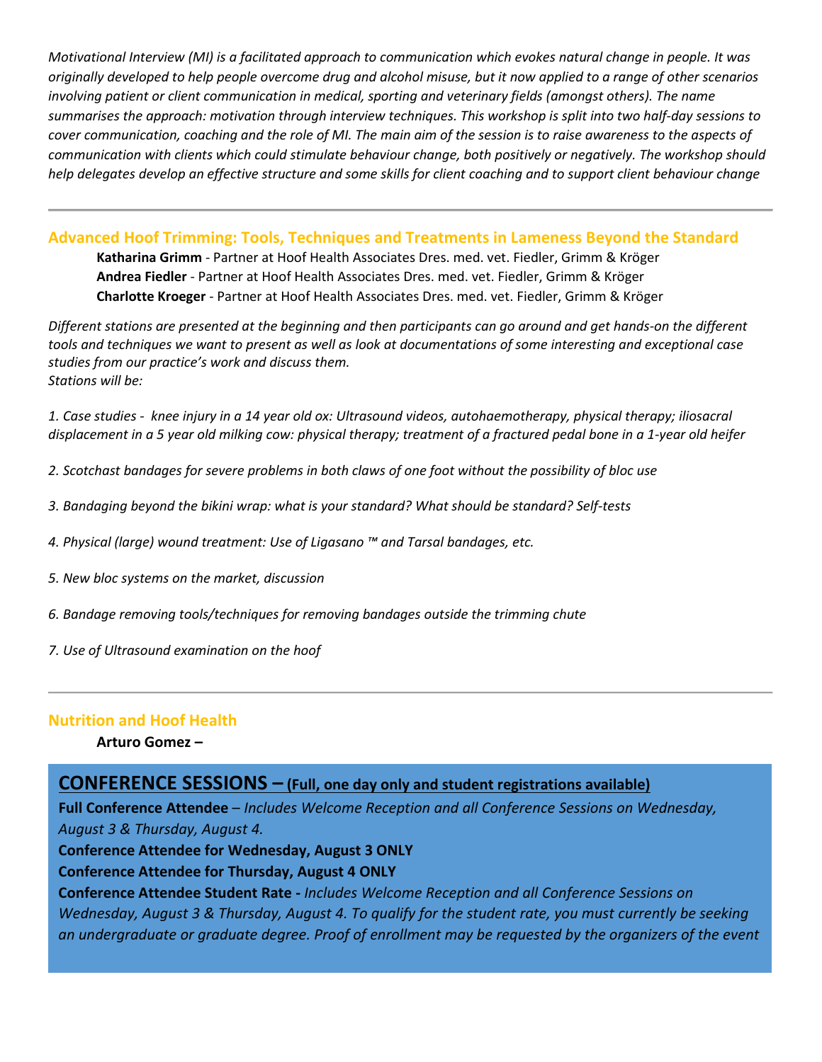*Motivational Interview (MI) is a facilitated approach to communication which evokes natural change in people. It was originally developed to help people overcome drug and alcohol misuse, but it now applied to a range of other scenarios involving patient or client communication in medical, sporting and veterinary fields (amongst others). The name summarises the approach: motivation through interview techniques. This workshop is split into two half-day sessions to cover communication, coaching and the role of MI. The main aim of the session is to raise awareness to the aspects of communication with clients which could stimulate behaviour change, both positively or negatively. The workshop should help delegates develop an effective structure and some skills for client coaching and to support client behaviour change*

---

### Advanced Hoof Trimming: Tools, Techniques and Treatments in Lameness Beyond the Standard

**Katharina Grimm** - Partner at Hoof Health Associates Dres. med. vet. Fiedler, Grimm & Kröger
**Andrea Fiedler** - Partner at Hoof Health Associates Dres. med. vet. Fiedler, Grimm & Kröger
**Charlotte Kroeger** - Partner at Hoof Health Associates Dres. med. vet. Fiedler, Grimm & Kröger

*Different stations are presented at the beginning and then participants can go around and get hands-on the different tools and techniques we want to present as well as look at documentations of some interesting and exceptional case studies from our practice's work and discuss them.*
*Stations will be:*

*1. Case studies - knee injury in a 14 year old ox: Ultrasound videos, autohaemotherapy, physical therapy; iliosacral displacement in a 5 year old milking cow: physical therapy; treatment of a fractured pedal bone in a 1-year old heifer*

*2. Scotchast bandages for severe problems in both claws of one foot without the possibility of bloc use*

*3. Bandaging beyond the bikini wrap: what is your standard? What should be standard? Self-tests*

*4. Physical (large) wound treatment: Use of Ligasano ™ and Tarsal bandages, etc.*

*5. New bloc systems on the market, discussion*

*6. Bandage removing tools/techniques for removing bandages outside the trimming chute*

*7. Use of Ultrasound examination on the hoof*

---

### Nutrition and Hoof Health

**Arturo Gomez –**

## CONFERENCE SESSIONS – (Full, one day only and student registrations available)

**Full Conference Attendee** – *Includes Welcome Reception and all Conference Sessions on Wednesday, August 3 & Thursday, August 4.*
**Conference Attendee for Wednesday, August 3 ONLY**
**Conference Attendee for Thursday, August 4 ONLY**
**Conference Attendee Student Rate -** *Includes Welcome Reception and all Conference Sessions on Wednesday, August 3 & Thursday, August 4. To qualify for the student rate, you must currently be seeking an undergraduate or graduate degree. Proof of enrollment may be requested by the organizers of the event*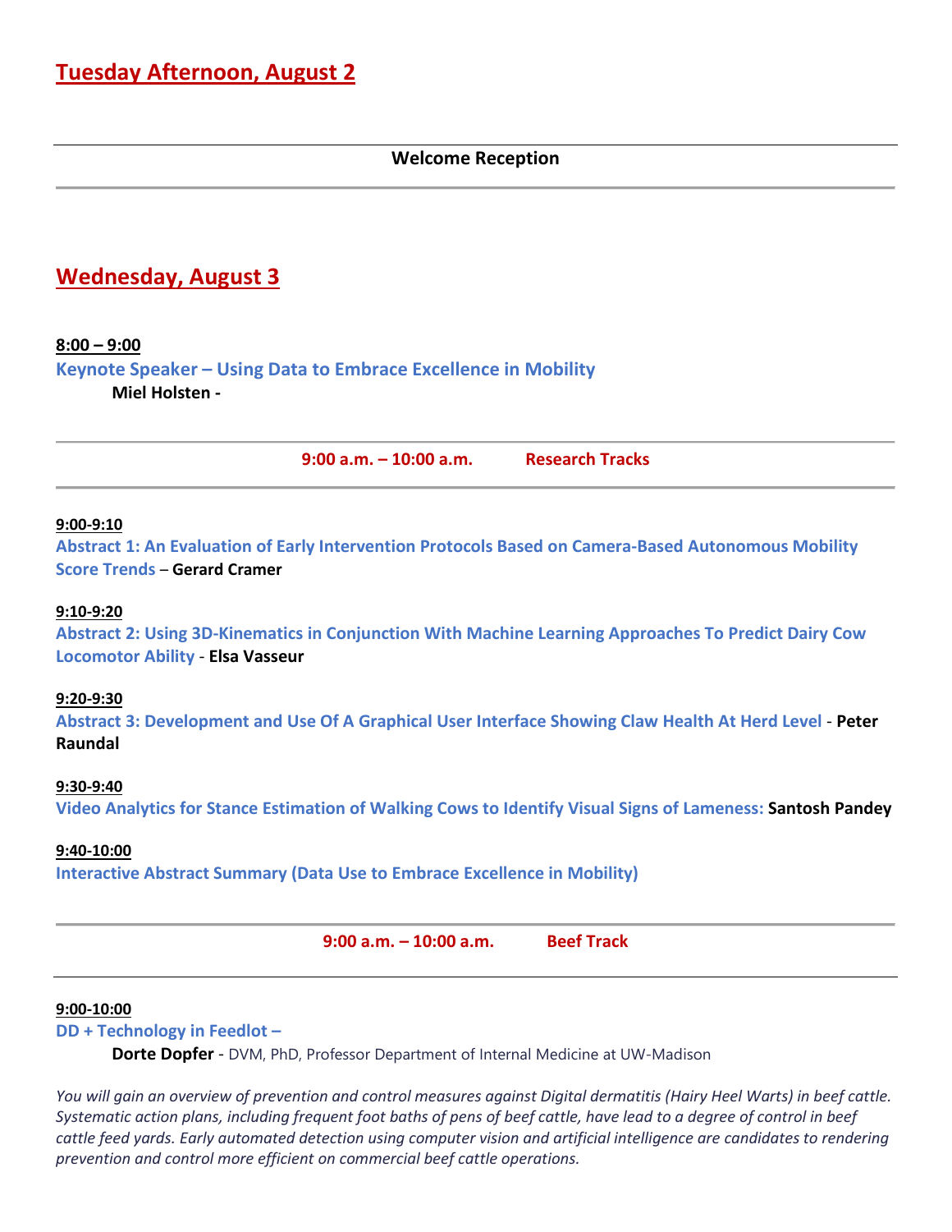## Tuesday Afternoon, August 2

---

**Welcome Reception**

---

## Wednesday, August 3

**8:00 – 9:00**

**Keynote Speaker – Using Data to Embrace Excellence in Mobility**

**Miel Holsten -**

---

**9:00 a.m. – 10:00 a.m. Research Tracks**

---

**9:00-9:10**

**Abstract 1: An Evaluation of Early Intervention Protocols Based on Camera-Based Autonomous Mobility Score Trends** – **Gerard Cramer**

**9:10-9:20**

**Abstract 2: Using 3D-Kinematics in Conjunction With Machine Learning Approaches To Predict Dairy Cow Locomotor Ability** - **Elsa Vasseur**

**9:20-9:30**

**Abstract 3: Development and Use Of A Graphical User Interface Showing Claw Health At Herd Level** - **Peter Raundal**

**9:30-9:40**

**Video Analytics for Stance Estimation of Walking Cows to Identify Visual Signs of Lameness:** **Santosh Pandey**

**9:40-10:00**

**Interactive Abstract Summary (Data Use to Embrace Excellence in Mobility)**

---

**9:00 a.m. – 10:00 a.m. Beef Track**

---

**9:00-10:00**

**DD + Technology in Feedlot –**

**Dorte Dopfer** - DVM, PhD, Professor Department of Internal Medicine at UW-Madison

*You will gain an overview of prevention and control measures against Digital dermatitis (Hairy Heel Warts) in beef cattle. Systematic action plans, including frequent foot baths of pens of beef cattle, have lead to a degree of control in beef cattle feed yards. Early automated detection using computer vision and artificial intelligence are candidates to rendering prevention and control more efficient on commercial beef cattle operations.*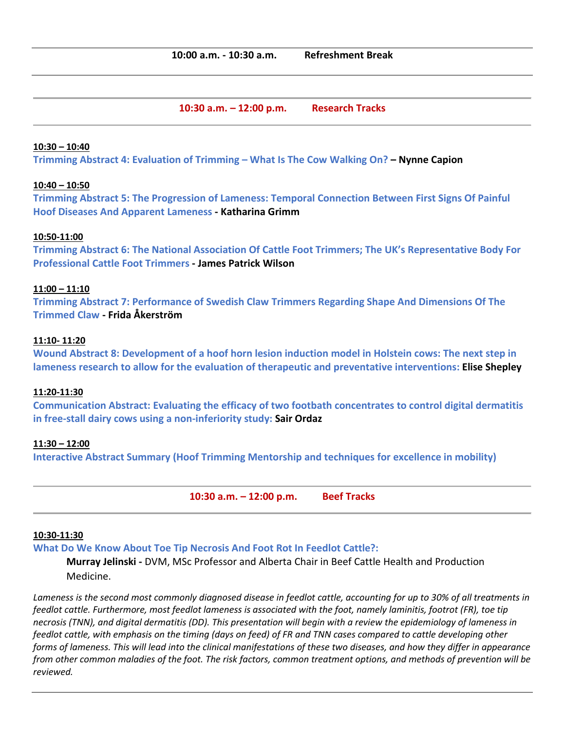**10:00 a.m. - 10:30 a.m. Refreshment Break**

---

## 10:30 a.m. – 12:00 p.m. Research Tracks

**10:30 – 10:40**
**Trimming Abstract 4: Evaluation of Trimming – What Is The Cow Walking On? – Nynne Capion**

**10:40 – 10:50**
**Trimming Abstract 5: The Progression of Lameness: Temporal Connection Between First Signs Of Painful Hoof Diseases And Apparent Lameness - Katharina Grimm**

**10:50-11:00**
**Trimming Abstract 6: The National Association Of Cattle Foot Trimmers; The UK's Representative Body For Professional Cattle Foot Trimmers - James Patrick Wilson**

**11:00 – 11:10**
**Trimming Abstract 7: Performance of Swedish Claw Trimmers Regarding Shape And Dimensions Of The Trimmed Claw - Frida Åkerström**

**11:10- 11:20**
**Wound Abstract 8: Development of a hoof horn lesion induction model in Holstein cows: The next step in lameness research to allow for the evaluation of therapeutic and preventative interventions: Elise Shepley**

**11:20-11:30**
**Communication Abstract: Evaluating the efficacy of two footbath concentrates to control digital dermatitis in free-stall dairy cows using a non-inferiority study: Sair Ordaz**

**11:30 – 12:00**
**Interactive Abstract Summary (Hoof Trimming Mentorship and techniques for excellence in mobility)**

---

## 10:30 a.m. – 12:00 p.m. Beef Tracks

**10:30-11:30**
**What Do We Know About Toe Tip Necrosis And Foot Rot In Feedlot Cattle?:**

**Murray Jelinski -** DVM, MSc Professor and Alberta Chair in Beef Cattle Health and Production Medicine.

*Lameness is the second most commonly diagnosed disease in feedlot cattle, accounting for up to 30% of all treatments in feedlot cattle. Furthermore, most feedlot lameness is associated with the foot, namely laminitis, footrot (FR), toe tip necrosis (TNN), and digital dermatitis (DD). This presentation will begin with a review the epidemiology of lameness in feedlot cattle, with emphasis on the timing (days on feed) of FR and TNN cases compared to cattle developing other forms of lameness. This will lead into the clinical manifestations of these two diseases, and how they differ in appearance from other common maladies of the foot. The risk factors, common treatment options, and methods of prevention will be reviewed.*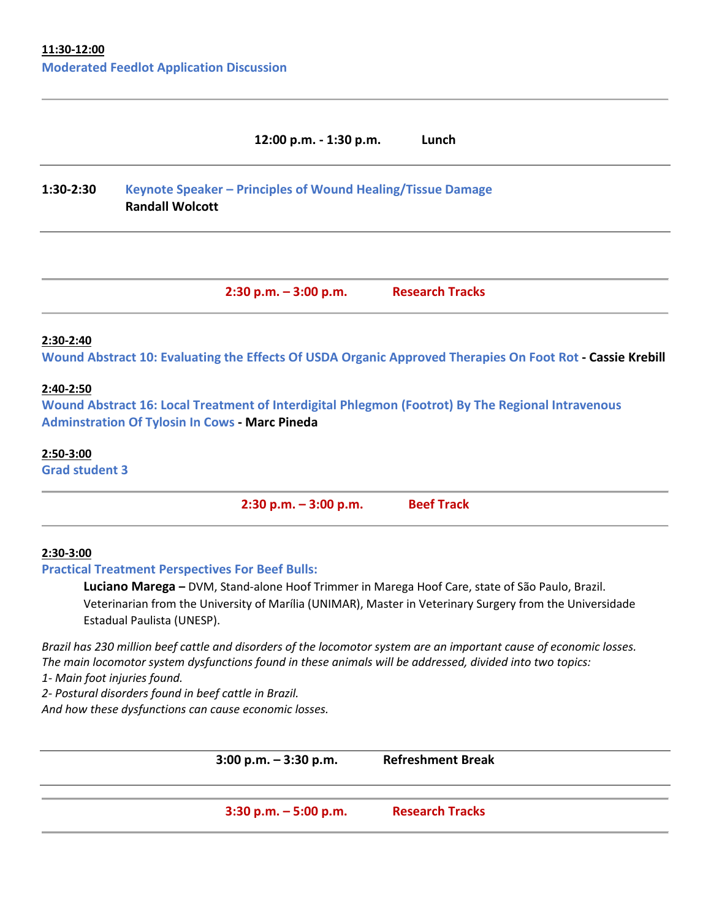**11:30-12:00**
**Moderated Feedlot Application Discussion**

---

**12:00 p.m. - 1:30 p.m. Lunch**

---

**1:30-2:30** **Keynote Speaker – Principles of Wound Healing/Tissue Damage**
**Randall Wolcott**

---

**2:30 p.m. – 3:00 p.m. Research Tracks**

---

**2:30-2:40**
**Wound Abstract 10: Evaluating the Effects Of USDA Organic Approved Therapies On Foot Rot - Cassie Krebill**

**2:40-2:50**
**Wound Abstract 16: Local Treatment of Interdigital Phlegmon (Footrot) By The Regional Intravenous Adminstration Of Tylosin In Cows - Marc Pineda**

**2:50-3:00**
**Grad student 3**

---

**2:30 p.m. – 3:00 p.m. Beef Track**

---

**2:30-3:00**
**Practical Treatment Perspectives For Beef Bulls:**

**Luciano Marega –** DVM, Stand-alone Hoof Trimmer in Marega Hoof Care, state of São Paulo, Brazil. Veterinarian from the University of Marília (UNIMAR), Master in Veterinary Surgery from the Universidade Estadual Paulista (UNESP).

*Brazil has 230 million beef cattle and disorders of the locomotor system are an important cause of economic losses. The main locomotor system dysfunctions found in these animals will be addressed, divided into two topics:*
*1- Main foot injuries found.*
*2- Postural disorders found in beef cattle in Brazil.*
*And how these dysfunctions can cause economic losses.*

---

**3:00 p.m. – 3:30 p.m. Refreshment Break**

---

**3:30 p.m. – 5:00 p.m. Research Tracks**

---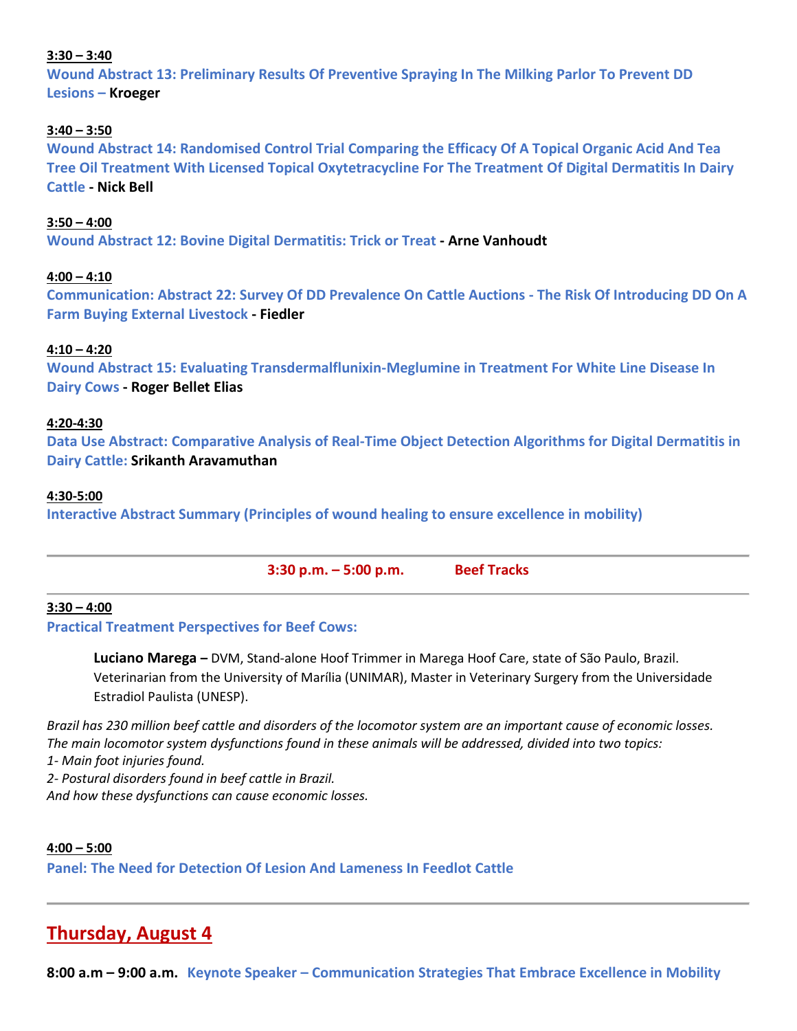**<u>3:30 – 3:40</u>**
**Wound Abstract 13: Preliminary Results Of Preventive Spraying In The Milking Parlor To Prevent DD Lesions – Kroeger**

**<u>3:40 – 3:50</u>**
**Wound Abstract 14: Randomised Control Trial Comparing the Efficacy Of A Topical Organic Acid And Tea Tree Oil Treatment With Licensed Topical Oxytetracycline For The Treatment Of Digital Dermatitis In Dairy Cattle - Nick Bell**

**<u>3:50 – 4:00</u>**
**Wound Abstract 12: Bovine Digital Dermatitis: Trick or Treat - Arne Vanhoudt**

**<u>4:00 – 4:10</u>**
**Communication: Abstract 22: Survey Of DD Prevalence On Cattle Auctions - The Risk Of Introducing DD On A Farm Buying External Livestock - Fiedler**

**<u>4:10 – 4:20</u>**
**Wound Abstract 15: Evaluating Transdermalflunixin-Meglumine in Treatment For White Line Disease In Dairy Cows - Roger Bellet Elias**

**<u>4:20-4:30</u>**
**Data Use Abstract: Comparative Analysis of Real-Time Object Detection Algorithms for Digital Dermatitis in Dairy Cattle: Srikanth Aravamuthan**

**<u>4:30-5:00</u>**
**Interactive Abstract Summary (Principles of wound healing to ensure excellence in mobility)**

---

**3:30 p.m. – 5:00 p.m. Beef Tracks**

---

**<u>3:30 – 4:00</u>**
**Practical Treatment Perspectives for Beef Cows:**

> **Luciano Marega –** DVM, Stand-alone Hoof Trimmer in Marega Hoof Care, state of São Paulo, Brazil. Veterinarian from the University of Marília (UNIMAR), Master in Veterinary Surgery from the Universidade Estradiol Paulista (UNESP).

*Brazil has 230 million beef cattle and disorders of the locomotor system are an important cause of economic losses. The main locomotor system dysfunctions found in these animals will be addressed, divided into two topics:*
*1- Main foot injuries found.*
*2- Postural disorders found in beef cattle in Brazil.*
*And how these dysfunctions can cause economic losses.*

**<u>4:00 – 5:00</u>**
**Panel: The Need for Detection Of Lesion And Lameness In Feedlot Cattle**

---

## <u>Thursday, August 4</u>

**8:00 a.m – 9:00 a.m. Keynote Speaker – Communication Strategies That Embrace Excellence in Mobility**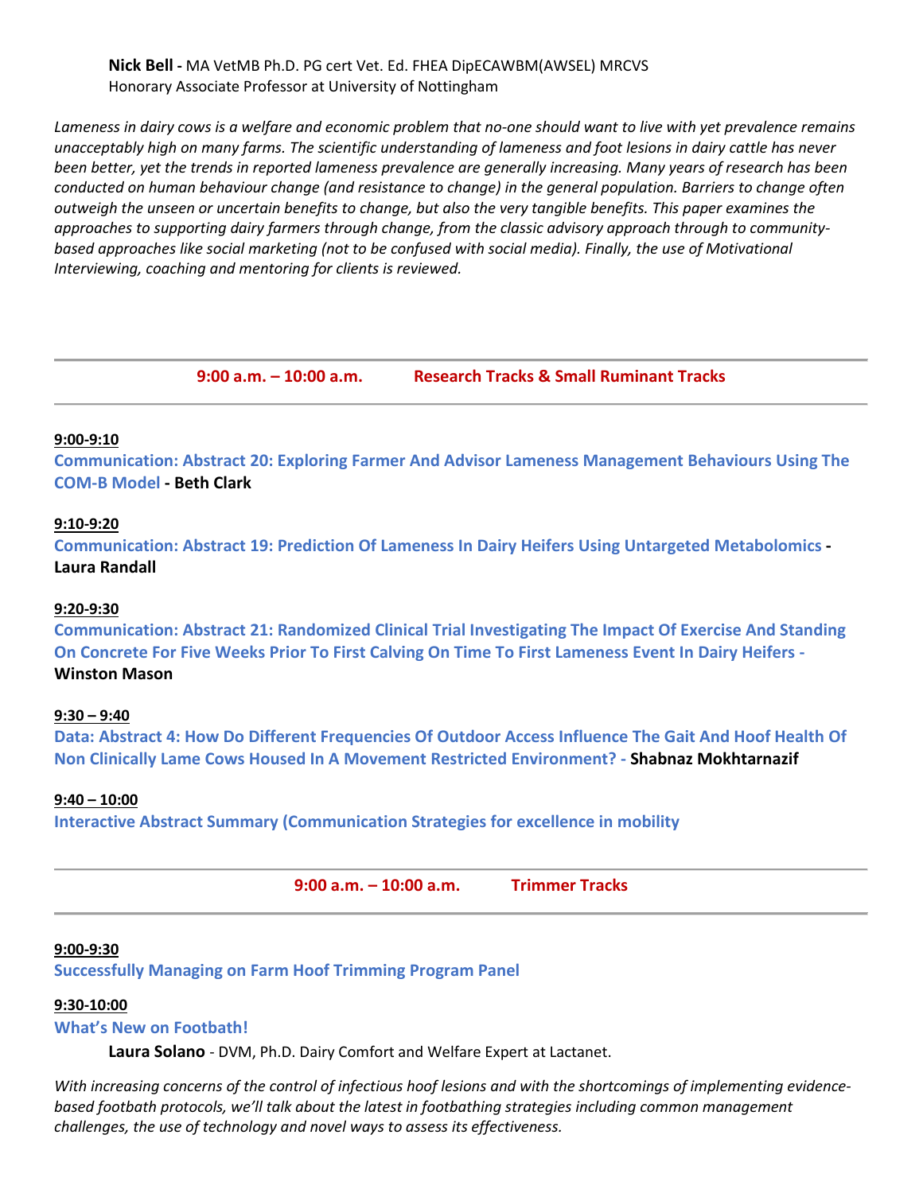**Nick Bell** - MA VetMB Ph.D. PG cert Vet. Ed. FHEA DipECAWBM(AWSEL) MRCVS
Honorary Associate Professor at University of Nottingham

*Lameness in dairy cows is a welfare and economic problem that no-one should want to live with yet prevalence remains unacceptably high on many farms. The scientific understanding of lameness and foot lesions in dairy cattle has never been better, yet the trends in reported lameness prevalence are generally increasing. Many years of research has been conducted on human behaviour change (and resistance to change) in the general population. Barriers to change often outweigh the unseen or uncertain benefits to change, but also the very tangible benefits. This paper examines the approaches to supporting dairy farmers through change, from the classic advisory approach through to community-based approaches like social marketing (not to be confused with social media). Finally, the use of Motivational Interviewing, coaching and mentoring for clients is reviewed.*

---

## 9:00 a.m. – 10:00 a.m. Research Tracks & Small Ruminant Tracks

---

**9:00-9:10**
**Communication: Abstract 20: Exploring Farmer And Advisor Lameness Management Behaviours Using The COM-B Model - Beth Clark**

**9:10-9:20**
**Communication: Abstract 19: Prediction Of Lameness In Dairy Heifers Using Untargeted Metabolomics - Laura Randall**

**9:20-9:30**
**Communication: Abstract 21: Randomized Clinical Trial Investigating The Impact Of Exercise And Standing On Concrete For Five Weeks Prior To First Calving On Time To First Lameness Event In Dairy Heifers - Winston Mason**

**9:30 – 9:40**
**Data: Abstract 4: How Do Different Frequencies Of Outdoor Access Influence The Gait And Hoof Health Of Non Clinically Lame Cows Housed In A Movement Restricted Environment? - Shabnaz Mokhtarnazif**

**9:40 – 10:00**
**Interactive Abstract Summary (Communication Strategies for excellence in mobility**

---

## 9:00 a.m. – 10:00 a.m. Trimmer Tracks

---

**9:00-9:30**
**Successfully Managing on Farm Hoof Trimming Program Panel**

**9:30-10:00**
**What's New on Footbath!**

**Laura Solano** - DVM, Ph.D. Dairy Comfort and Welfare Expert at Lactanet.

*With increasing concerns of the control of infectious hoof lesions and with the shortcomings of implementing evidence-based footbath protocols, we'll talk about the latest in footbathing strategies including common management challenges, the use of technology and novel ways to assess its effectiveness.*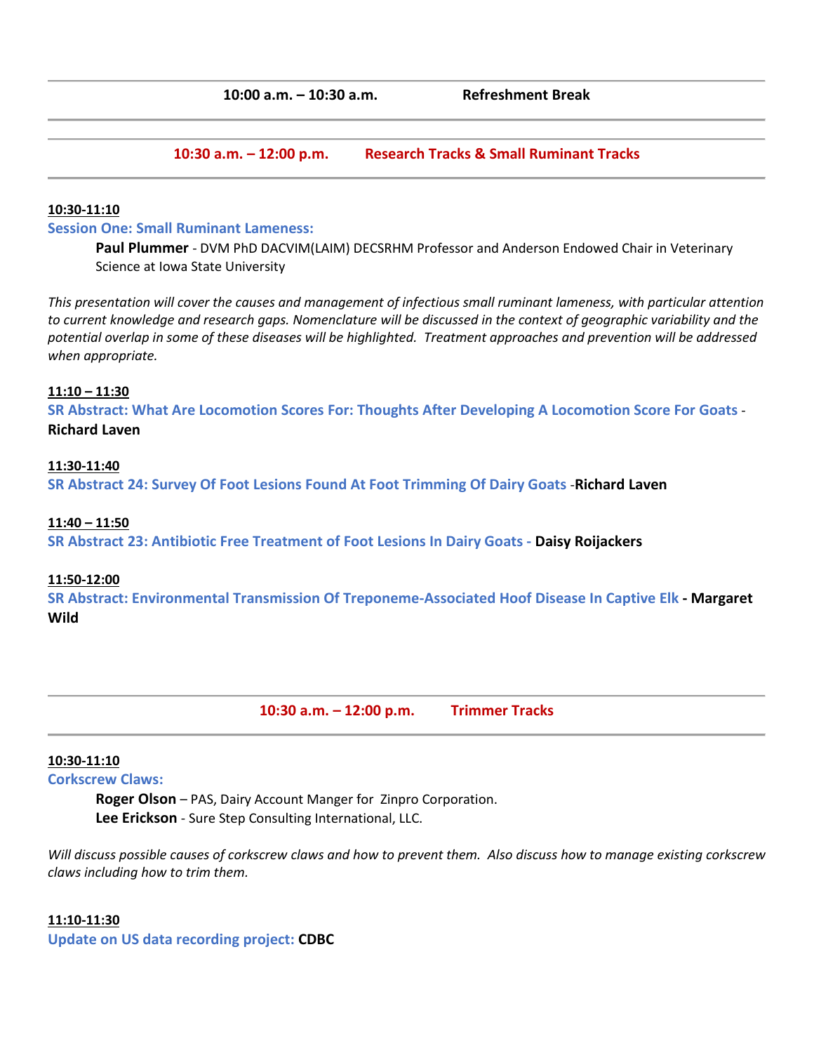**10:00 a.m. – 10:30 a.m. Refreshment Break**

---

## 10:30 a.m. – 12:00 p.m. Research Tracks & Small Ruminant Tracks

**10:30-11:10**

**Session One: Small Ruminant Lameness:**

**Paul Plummer** - DVM PhD DACVIM(LAIM) DECSRHM Professor and Anderson Endowed Chair in Veterinary Science at Iowa State University

*This presentation will cover the causes and management of infectious small ruminant lameness, with particular attention to current knowledge and research gaps. Nomenclature will be discussed in the context of geographic variability and the potential overlap in some of these diseases will be highlighted. Treatment approaches and prevention will be addressed when appropriate.*

**11:10 – 11:30**

**SR Abstract: What Are Locomotion Scores For: Thoughts After Developing A Locomotion Score For Goats** - **Richard Laven**

**11:30-11:40**

**SR Abstract 24: Survey Of Foot Lesions Found At Foot Trimming Of Dairy Goats** -**Richard Laven**

**11:40 – 11:50**

**SR Abstract 23: Antibiotic Free Treatment of Foot Lesions In Dairy Goats - Daisy Roijackers**

**11:50-12:00**

**SR Abstract: Environmental Transmission Of Treponeme-Associated Hoof Disease In Captive Elk - Margaret Wild**

---

## 10:30 a.m. – 12:00 p.m. Trimmer Tracks

**10:30-11:10**

**Corkscrew Claws:**

**Roger Olson** – PAS, Dairy Account Manger for Zinpro Corporation.
**Lee Erickson** - Sure Step Consulting International, LLC.

*Will discuss possible causes of corkscrew claws and how to prevent them. Also discuss how to manage existing corkscrew claws including how to trim them.*

**11:10-11:30**

**Update on US data recording project: CDBC**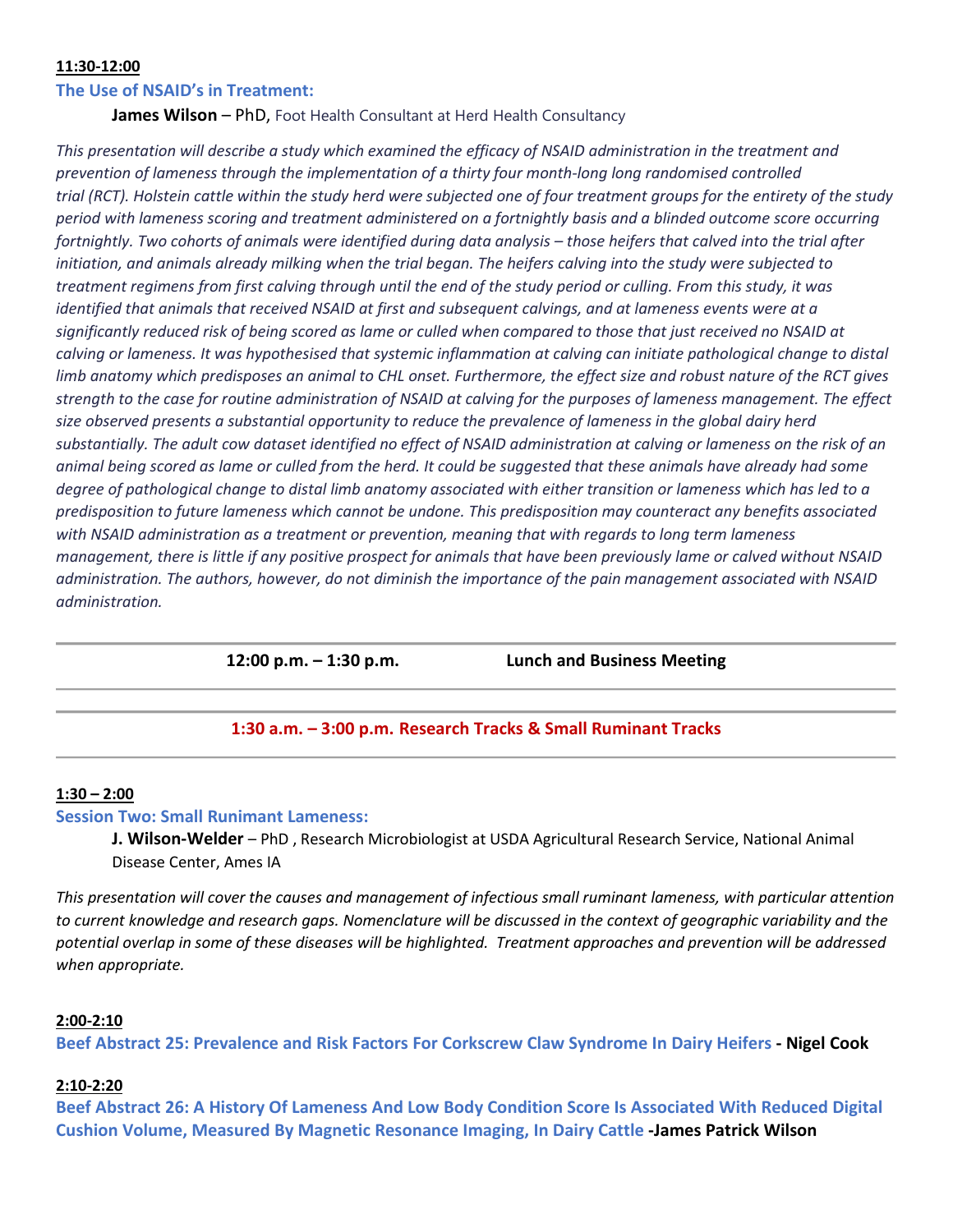**11:30-12:00**

**The Use of NSAID's in Treatment:**

**James Wilson** – PhD, Foot Health Consultant at Herd Health Consultancy

*This presentation will describe a study which examined the efficacy of NSAID administration in the treatment and prevention of lameness through the implementation of a thirty four month-long long randomised controlled trial (RCT). Holstein cattle within the study herd were subjected one of four treatment groups for the entirety of the study period with lameness scoring and treatment administered on a fortnightly basis and a blinded outcome score occurring fortnightly. Two cohorts of animals were identified during data analysis – those heifers that calved into the trial after initiation, and animals already milking when the trial began. The heifers calving into the study were subjected to treatment regimens from first calving through until the end of the study period or culling. From this study, it was identified that animals that received NSAID at first and subsequent calvings, and at lameness events were at a significantly reduced risk of being scored as lame or culled when compared to those that just received no NSAID at calving or lameness. It was hypothesised that systemic inflammation at calving can initiate pathological change to distal limb anatomy which predisposes an animal to CHL onset. Furthermore, the effect size and robust nature of the RCT gives strength to the case for routine administration of NSAID at calving for the purposes of lameness management. The effect size observed presents a substantial opportunity to reduce the prevalence of lameness in the global dairy herd substantially. The adult cow dataset identified no effect of NSAID administration at calving or lameness on the risk of an animal being scored as lame or culled from the herd. It could be suggested that these animals have already had some degree of pathological change to distal limb anatomy associated with either transition or lameness which has led to a predisposition to future lameness which cannot be undone. This predisposition may counteract any benefits associated with NSAID administration as a treatment or prevention, meaning that with regards to long term lameness management, there is little if any positive prospect for animals that have been previously lame or calved without NSAID administration. The authors, however, do not diminish the importance of the pain management associated with NSAID administration.*

---

**12:00 p.m. – 1:30 p.m. Lunch and Business Meeting**

---

**1:30 a.m. – 3:00 p.m. Research Tracks & Small Ruminant Tracks**

---

**1:30 – 2:00**

**Session Two: Small Runimant Lameness:**

**J. Wilson-Welder** – PhD , Research Microbiologist at USDA Agricultural Research Service, National Animal Disease Center, Ames IA

*This presentation will cover the causes and management of infectious small ruminant lameness, with particular attention to current knowledge and research gaps. Nomenclature will be discussed in the context of geographic variability and the potential overlap in some of these diseases will be highlighted. Treatment approaches and prevention will be addressed when appropriate.*

**2:00-2:10**

**Beef Abstract 25: Prevalence and Risk Factors For Corkscrew Claw Syndrome In Dairy Heifers - Nigel Cook**

**2:10-2:20**

**Beef Abstract 26: A History Of Lameness And Low Body Condition Score Is Associated With Reduced Digital Cushion Volume, Measured By Magnetic Resonance Imaging, In Dairy Cattle -James Patrick Wilson**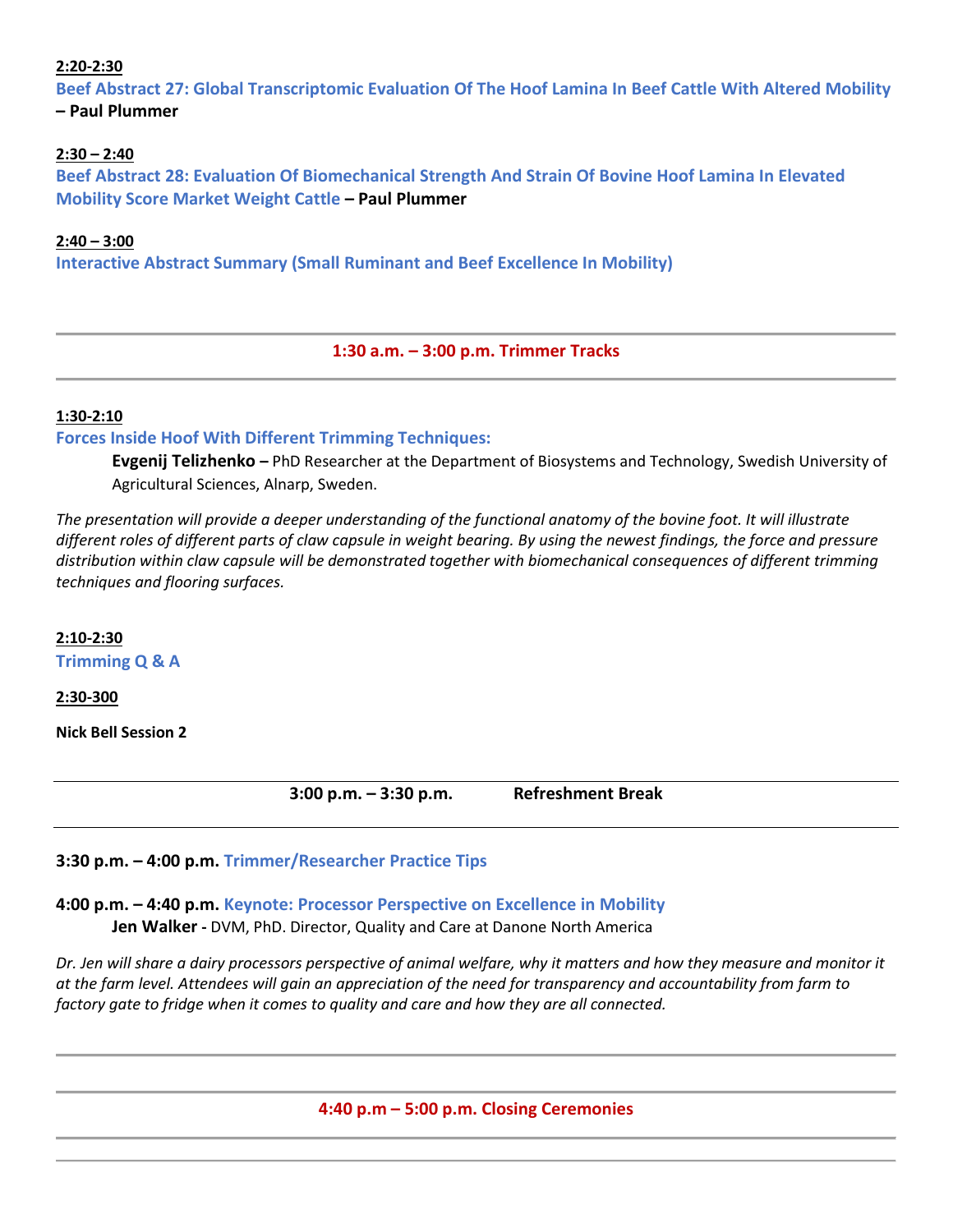**2:20-2:30**
**Beef Abstract 27: Global Transcriptomic Evaluation Of The Hoof Lamina In Beef Cattle With Altered Mobility – Paul Plummer**

**2:30 – 2:40**
**Beef Abstract 28: Evaluation Of Biomechanical Strength And Strain Of Bovine Hoof Lamina In Elevated Mobility Score Market Weight Cattle – Paul Plummer**

**2:40 – 3:00**
**Interactive Abstract Summary (Small Ruminant and Beef Excellence In Mobility)**

---

## 1:30 a.m. – 3:00 p.m. Trimmer Tracks

---

**1:30-2:10**
**Forces Inside Hoof With Different Trimming Techniques:**

**Evgenij Telizhenko –** PhD Researcher at the Department of Biosystems and Technology, Swedish University of Agricultural Sciences, Alnarp, Sweden.

*The presentation will provide a deeper understanding of the functional anatomy of the bovine foot. It will illustrate different roles of different parts of claw capsule in weight bearing. By using the newest findings, the force and pressure distribution within claw capsule will be demonstrated together with biomechanical consequences of different trimming techniques and flooring surfaces.*

**2:10-2:30**
**Trimming Q & A**

**2:30-300**

**Nick Bell Session 2**

---

**3:00 p.m. – 3:30 p.m. Refreshment Break**

---

**3:30 p.m. – 4:00 p.m. Trimmer/Researcher Practice Tips**

**4:00 p.m. – 4:40 p.m. Keynote: Processor Perspective on Excellence in Mobility**

**Jen Walker -** DVM, PhD. Director, Quality and Care at Danone North America

*Dr. Jen will share a dairy processors perspective of animal welfare, why it matters and how they measure and monitor it at the farm level. Attendees will gain an appreciation of the need for transparency and accountability from farm to factory gate to fridge when it comes to quality and care and how they are all connected.*

---

## 4:40 p.m – 5:00 p.m. Closing Ceremonies

---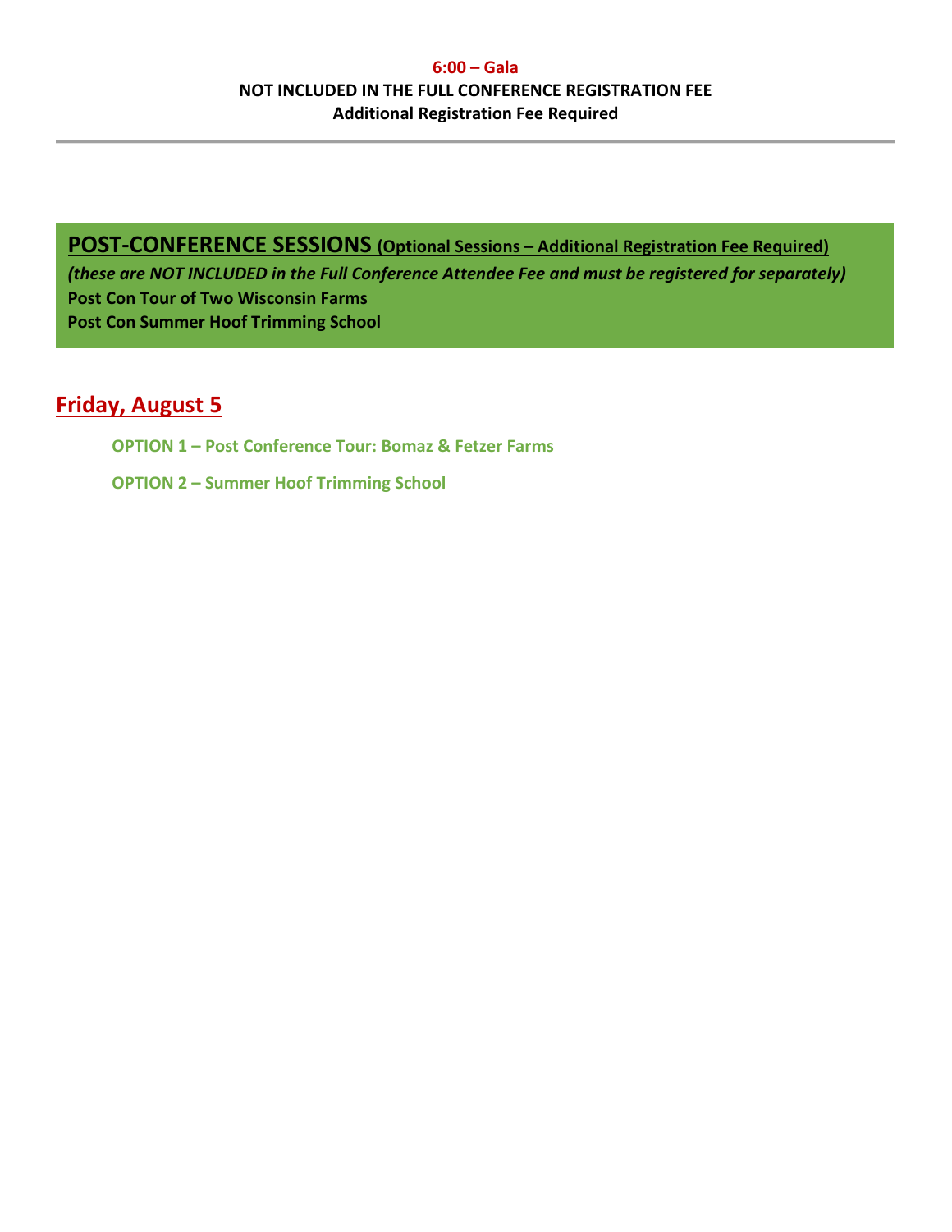**6:00 – Gala**

**NOT INCLUDED IN THE FULL CONFERENCE REGISTRATION FEE**

**Additional Registration Fee Required**

---

## POST-CONFERENCE SESSIONS (Optional Sessions – Additional Registration Fee Required)

***(these are NOT INCLUDED in the Full Conference Attendee Fee and must be registered for separately)***

**Post Con Tour of Two Wisconsin Farms**

**Post Con Summer Hoof Trimming School**

## Friday, August 5

**OPTION 1 – Post Conference Tour: Bomaz & Fetzer Farms**

**OPTION 2 – Summer Hoof Trimming School**